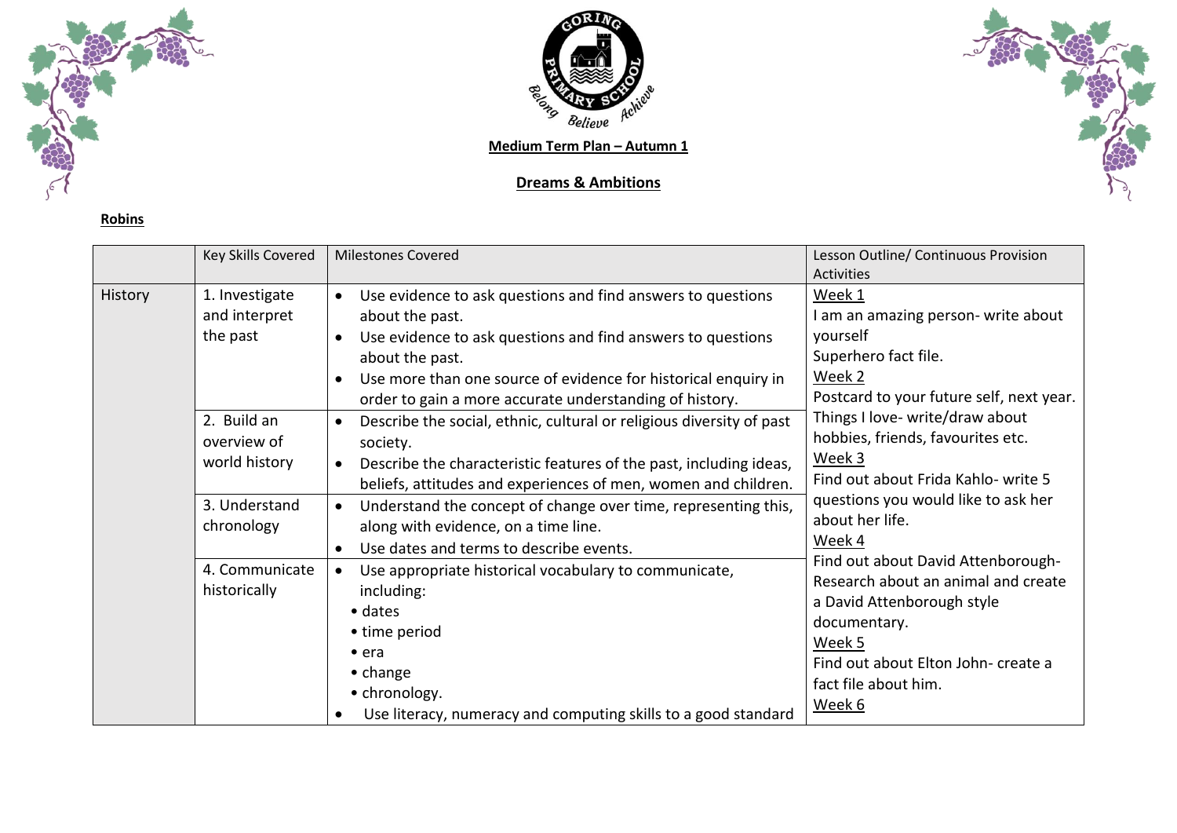**Medium Term Plan – Autumn 1**

**Dreams & Ambitions**

**Robins**

| | Key Skills Covered | Milestones Covered | Lesson Outline/ Continuous Provision Activities |
|---|---|---|---|
| History | 1. Investigate and interpret the past | • Use evidence to ask questions and find answers to questions about the past.<br>• Use evidence to ask questions and find answers to questions about the past.<br>• Use more than one source of evidence for historical enquiry in order to gain a more accurate understanding of history. | Week 1<br>I am an amazing person- write about yourself<br>Superhero fact file.<br>Week 2<br>Postcard to your future self, next year.<br>Things I love- write/draw about hobbies, friends, favourites etc.<br>Week 3<br>Find out about Frida Kahlo- write 5 questions you would like to ask her about her life.<br>Week 4<br>Find out about David Attenborough- Research about an animal and create a David Attenborough style documentary.<br>Week 5<br>Find out about Elton John- create a fact file about him.<br>Week 6 |
| | 2. Build an overview of world history | • Describe the social, ethnic, cultural or religious diversity of past society.<br>• Describe the characteristic features of the past, including ideas, beliefs, attitudes and experiences of men, women and children. | |
| | 3. Understand chronology | • Understand the concept of change over time, representing this, along with evidence, on a time line.<br>• Use dates and terms to describe events. | |
| | 4. Communicate historically | • Use appropriate historical vocabulary to communicate, including:<br>• dates<br>• time period<br>• era<br>• change<br>• chronology.<br>• Use literacy, numeracy and computing skills to a good standard | |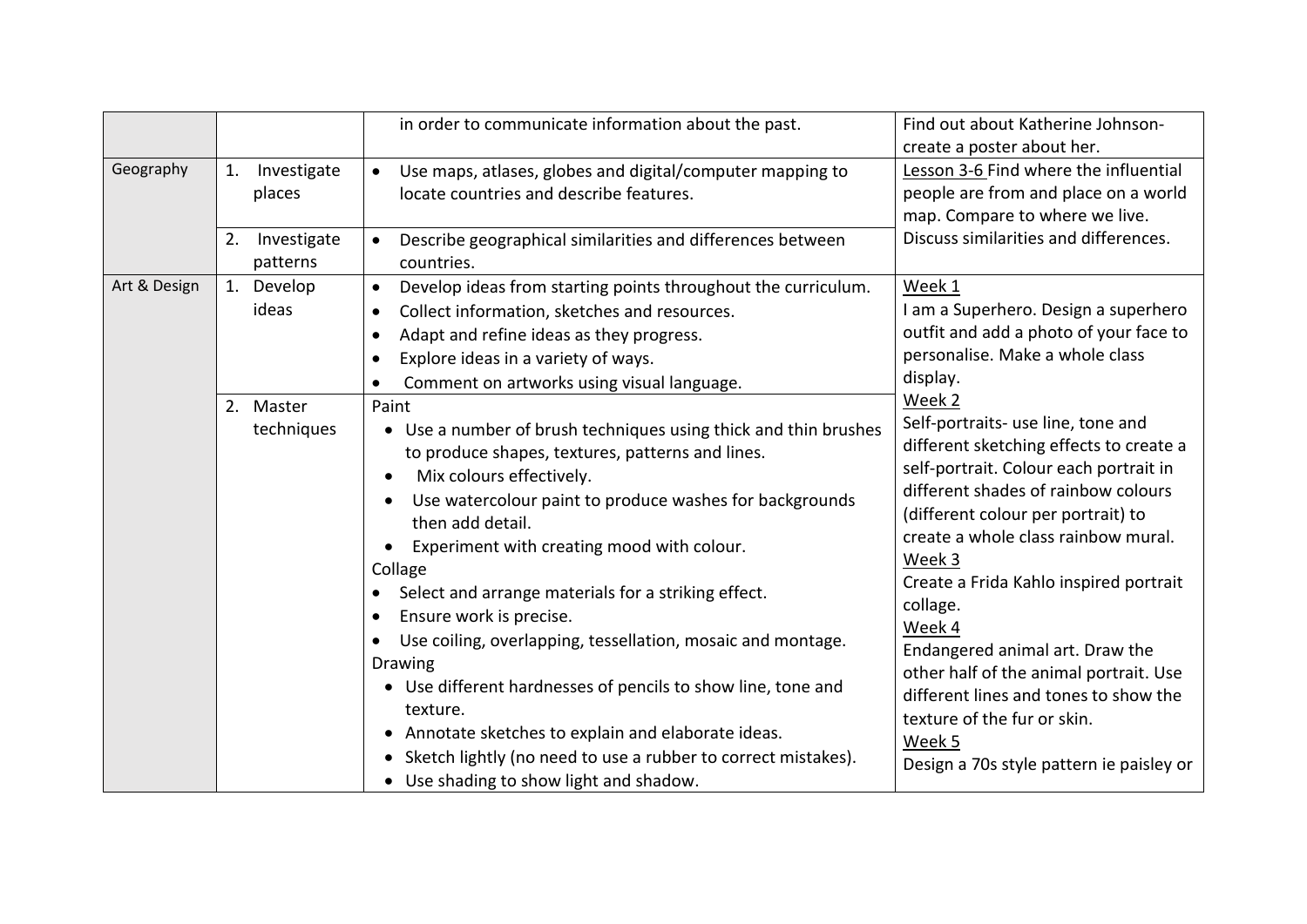| | | | |
|---|---|---|---|
| | | in order to communicate information about the past. | Find out about Katherine Johnson- create a poster about her. |
| Geography | 1. Investigate places | • Use maps, atlases, globes and digital/computer mapping to locate countries and describe features. | Lesson 3-6 Find where the influential people are from and place on a world map. Compare to where we live. Discuss similarities and differences. |
| | 2. Investigate patterns | • Describe geographical similarities and differences between countries. | |
| Art & Design | 1. Develop ideas | • Develop ideas from starting points throughout the curriculum.<br>• Collect information, sketches and resources.<br>• Adapt and refine ideas as they progress.<br>• Explore ideas in a variety of ways.<br>• Comment on artworks using visual language. | Week 1<br>I am a Superhero. Design a superhero outfit and add a photo of your face to personalise. Make a whole class display.<br>Week 2<br>Self-portraits- use line, tone and different sketching effects to create a self-portrait. Colour each portrait in different shades of rainbow colours (different colour per portrait) to create a whole class rainbow mural.<br>Week 3<br>Create a Frida Kahlo inspired portrait collage.<br>Week 4<br>Endangered animal art. Draw the other half of the animal portrait. Use different lines and tones to show the texture of the fur or skin.<br>Week 5<br>Design a 70s style pattern ie paisley or |
| | 2. Master techniques | Paint<br>• Use a number of brush techniques using thick and thin brushes to produce shapes, textures, patterns and lines.<br>• Mix colours effectively.<br>• Use watercolour paint to produce washes for backgrounds then add detail.<br>• Experiment with creating mood with colour.<br>Collage<br>• Select and arrange materials for a striking effect.<br>• Ensure work is precise.<br>• Use coiling, overlapping, tessellation, mosaic and montage.<br>Drawing<br>• Use different hardnesses of pencils to show line, tone and texture.<br>• Annotate sketches to explain and elaborate ideas.<br>• Sketch lightly (no need to use a rubber to correct mistakes).<br>• Use shading to show light and shadow. | |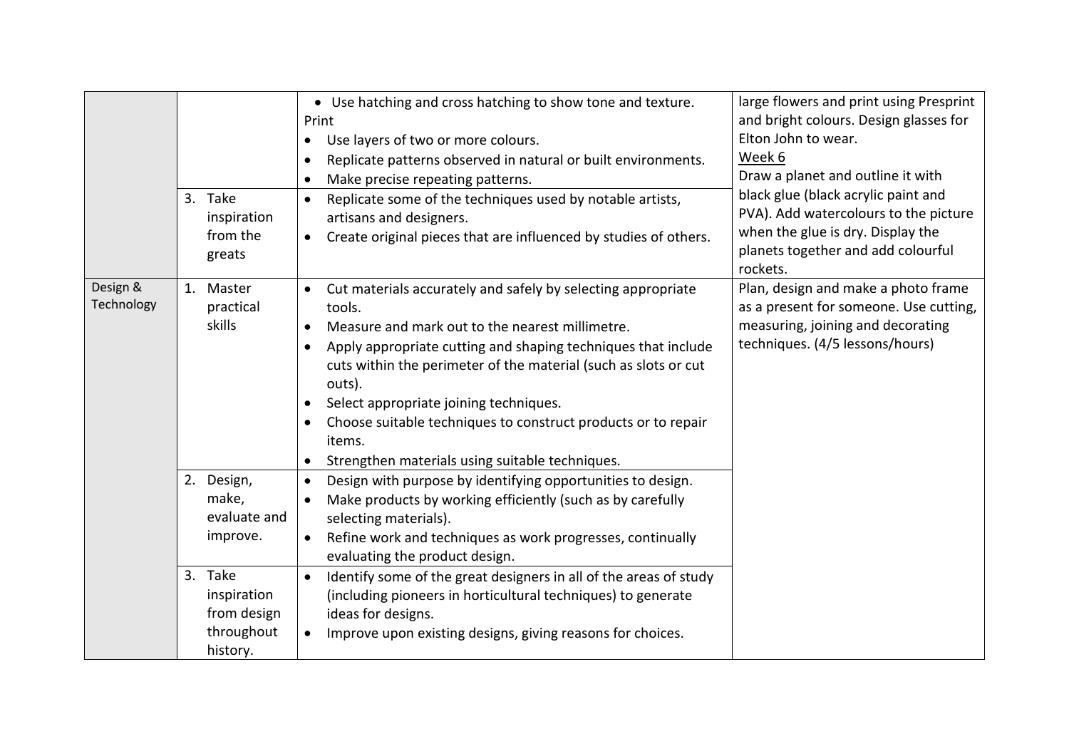| | | | |
|---|---|---|---|
| | | • Use hatching and cross hatching to show tone and texture.<br>Print<br>• Use layers of two or more colours.<br>• Replicate patterns observed in natural or built environments.<br>• Make precise repeating patterns. | large flowers and print using Presprint and bright colours. Design glasses for Elton John to wear.<br><u>Week 6</u><br>Draw a planet and outline it with black glue (black acrylic paint and PVA). Add watercolours to the picture when the glue is dry. Display the planets together and add colourful rockets. |
| | 3. Take inspiration from the greats | • Replicate some of the techniques used by notable artists, artisans and designers.<br>• Create original pieces that are influenced by studies of others. | |
| Design & Technology | 1. Master practical skills | • Cut materials accurately and safely by selecting appropriate tools.<br>• Measure and mark out to the nearest millimetre.<br>• Apply appropriate cutting and shaping techniques that include cuts within the perimeter of the material (such as slots or cut outs).<br>• Select appropriate joining techniques.<br>• Choose suitable techniques to construct products or to repair items.<br>• Strengthen materials using suitable techniques. | Plan, design and make a photo frame as a present for someone. Use cutting, measuring, joining and decorating techniques. (4/5 lessons/hours) |
| | 2. Design, make, evaluate and improve. | • Design with purpose by identifying opportunities to design.<br>• Make products by working efficiently (such as by carefully selecting materials).<br>• Refine work and techniques as work progresses, continually evaluating the product design. | |
| | 3. Take inspiration from design throughout history. | • Identify some of the great designers in all of the areas of study (including pioneers in horticultural techniques) to generate ideas for designs.<br>• Improve upon existing designs, giving reasons for choices. | |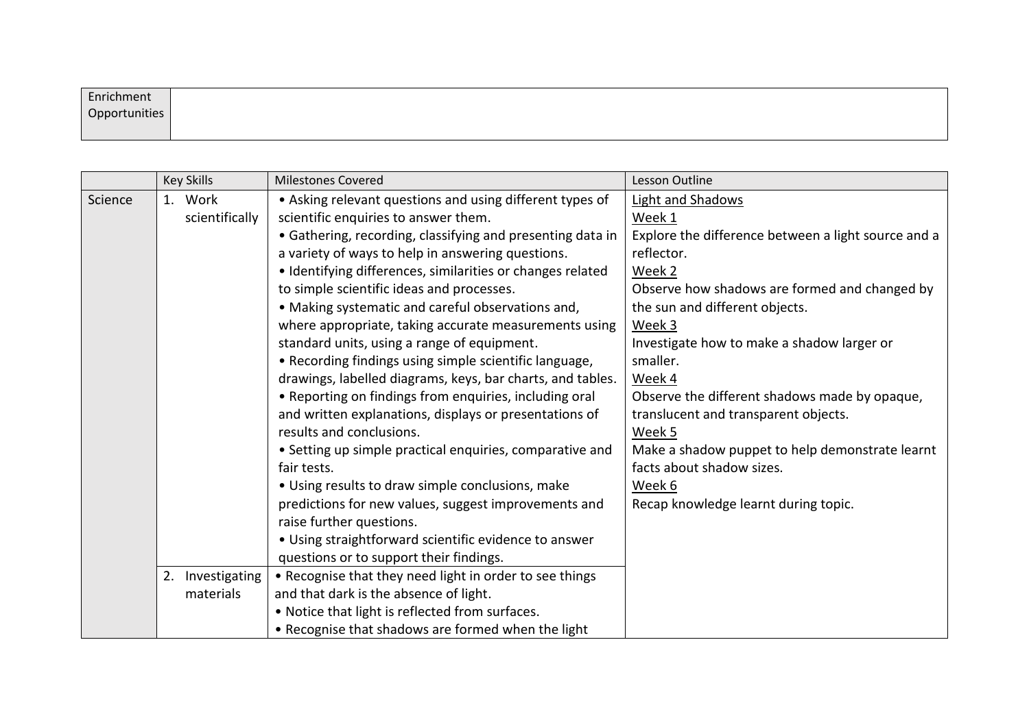| Enrichment Opportunities | |
|---|---|

| | Key Skills | Milestones Covered | Lesson Outline |
|---|---|---|---|
| Science | 1. Work scientifically | • Asking relevant questions and using different types of scientific enquiries to answer them.<br>• Gathering, recording, classifying and presenting data in a variety of ways to help in answering questions.<br>• Identifying differences, similarities or changes related to simple scientific ideas and processes.<br>• Making systematic and careful observations and, where appropriate, taking accurate measurements using standard units, using a range of equipment.<br>• Recording findings using simple scientific language, drawings, labelled diagrams, keys, bar charts, and tables.<br>• Reporting on findings from enquiries, including oral and written explanations, displays or presentations of results and conclusions.<br>• Setting up simple practical enquiries, comparative and fair tests.<br>• Using results to draw simple conclusions, make predictions for new values, suggest improvements and raise further questions.<br>• Using straightforward scientific evidence to answer questions or to support their findings. | Light and Shadows<br>Week 1<br>Explore the difference between a light source and a reflector.<br>Week 2<br>Observe how shadows are formed and changed by the sun and different objects.<br>Week 3<br>Investigate how to make a shadow larger or smaller.<br>Week 4<br>Observe the different shadows made by opaque, translucent and transparent objects.<br>Week 5<br>Make a shadow puppet to help demonstrate learnt facts about shadow sizes.<br>Week 6<br>Recap knowledge learnt during topic. |
| | 2. Investigating materials | • Recognise that they need light in order to see things and that dark is the absence of light.<br>• Notice that light is reflected from surfaces.<br>• Recognise that shadows are formed when the light | |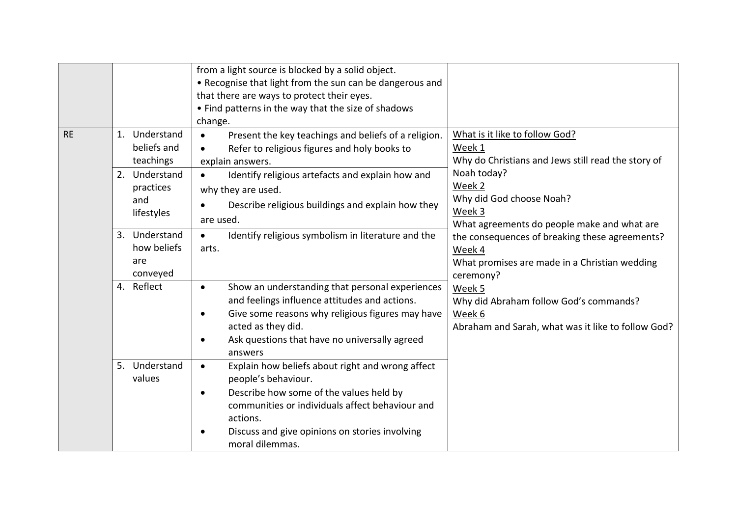| | | | |
|---|---|---|---|
| | | from a light source is blocked by a solid object.<br>• Recognise that light from the sun can be dangerous and that there are ways to protect their eyes.<br>• Find patterns in the way that the size of shadows change. | |
| RE | 1. Understand beliefs and teachings | • Present the key teachings and beliefs of a religion.<br>• Refer to religious figures and holy books to explain answers. | What is it like to follow God?<br>Week 1<br>Why do Christians and Jews still read the story of Noah today?<br>Week 2<br>Why did God choose Noah?<br>Week 3<br>What agreements do people make and what are the consequences of breaking these agreements?<br>Week 4<br>What promises are made in a Christian wedding ceremony?<br>Week 5<br>Why did Abraham follow God's commands?<br>Week 6<br>Abraham and Sarah, what was it like to follow God? |
| | 2. Understand practices and lifestyles | • Identify religious artefacts and explain how and why they are used.<br>• Describe religious buildings and explain how they are used. | |
| | 3. Understand how beliefs are conveyed | • Identify religious symbolism in literature and the arts. | |
| | 4. Reflect | • Show an understanding that personal experiences and feelings influence attitudes and actions.<br>• Give some reasons why religious figures may have acted as they did.<br>• Ask questions that have no universally agreed answers | |
| | 5. Understand values | • Explain how beliefs about right and wrong affect people's behaviour.<br>• Describe how some of the values held by communities or individuals affect behaviour and actions.<br>• Discuss and give opinions on stories involving moral dilemmas. | |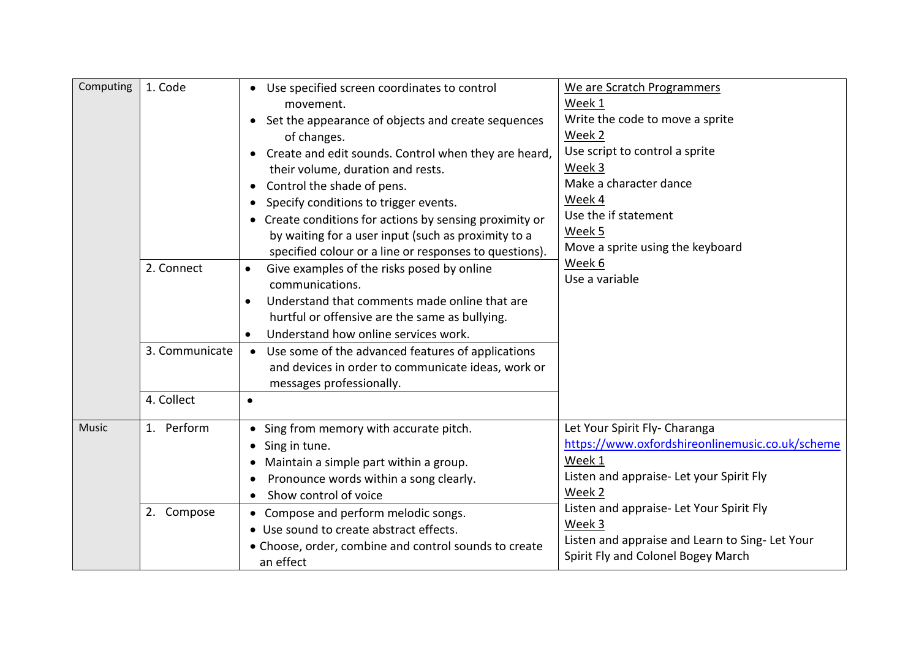| Computing | 1. Code | • Use specified screen coordinates to control movement.<br>• Set the appearance of objects and create sequences of changes.<br>• Create and edit sounds. Control when they are heard, their volume, duration and rests.<br>• Control the shade of pens.<br>• Specify conditions to trigger events.<br>• Create conditions for actions by sensing proximity or by waiting for a user input (such as proximity to a specified colour or a line or responses to questions). | We are Scratch Programmers<br>Week 1<br>Write the code to move a sprite<br>Week 2<br>Use script to control a sprite<br>Week 3<br>Make a character dance<br>Week 4<br>Use the if statement<br>Week 5<br>Move a sprite using the keyboard<br>Week 6<br>Use a variable |
|---|---|---|---|
| | 2. Connect | • Give examples of the risks posed by online communications.<br>• Understand that comments made online that are hurtful or offensive are the same as bullying.<br>• Understand how online services work. | |
| | 3. Communicate | • Use some of the advanced features of applications and devices in order to communicate ideas, work or messages professionally. | |
| | 4. Collect | • | |
| Music | 1. Perform | • Sing from memory with accurate pitch.<br>• Sing in tune.<br>• Maintain a simple part within a group.<br>• Pronounce words within a song clearly.<br>• Show control of voice | Let Your Spirit Fly- Charanga<br>https://www.oxfordshireonlinemusic.co.uk/scheme<br>Week 1<br>Listen and appraise- Let your Spirit Fly<br>Week 2<br>Listen and appraise- Let Your Spirit Fly<br>Week 3<br>Listen and appraise and Learn to Sing- Let Your Spirit Fly and Colonel Bogey March |
| | 2. Compose | • Compose and perform melodic songs.<br>• Use sound to create abstract effects.<br>• Choose, order, combine and control sounds to create an effect | |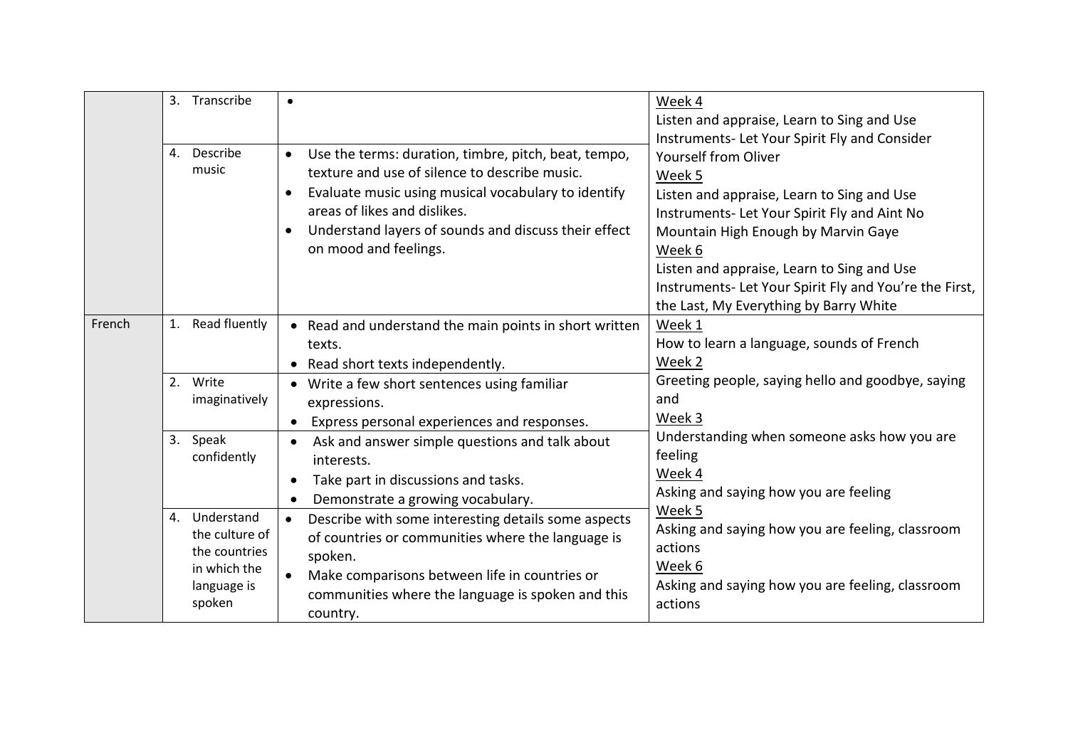| | | | |
|---|---|---|---|
| | 3. Transcribe | • | Week 4<br>Listen and appraise, Learn to Sing and Use Instruments- Let Your Spirit Fly and Consider Yourself from Oliver<br>Week 5<br>Listen and appraise, Learn to Sing and Use Instruments- Let Your Spirit Fly and Aint No Mountain High Enough by Marvin Gaye<br>Week 6<br>Listen and appraise, Learn to Sing and Use Instruments- Let Your Spirit Fly and You're the First, the Last, My Everything by Barry White |
| | 4. Describe music | • Use the terms: duration, timbre, pitch, beat, tempo, texture and use of silence to describe music.<br>• Evaluate music using musical vocabulary to identify areas of likes and dislikes.<br>• Understand layers of sounds and discuss their effect on mood and feelings. | |
| French | 1. Read fluently | • Read and understand the main points in short written texts.<br>• Read short texts independently. | Week 1<br>How to learn a language, sounds of French<br>Week 2<br>Greeting people, saying hello and goodbye, saying and<br>Week 3<br>Understanding when someone asks how you are feeling<br>Week 4<br>Asking and saying how you are feeling<br>Week 5<br>Asking and saying how you are feeling, classroom actions<br>Week 6<br>Asking and saying how you are feeling, classroom actions |
| | 2. Write imaginatively | • Write a few short sentences using familiar expressions.<br>• Express personal experiences and responses. | |
| | 3. Speak confidently | • Ask and answer simple questions and talk about interests.<br>• Take part in discussions and tasks.<br>• Demonstrate a growing vocabulary. | |
| | 4. Understand the culture of the countries in which the language is spoken | • Describe with some interesting details some aspects of countries or communities where the language is spoken.<br>• Make comparisons between life in countries or communities where the language is spoken and this country. | |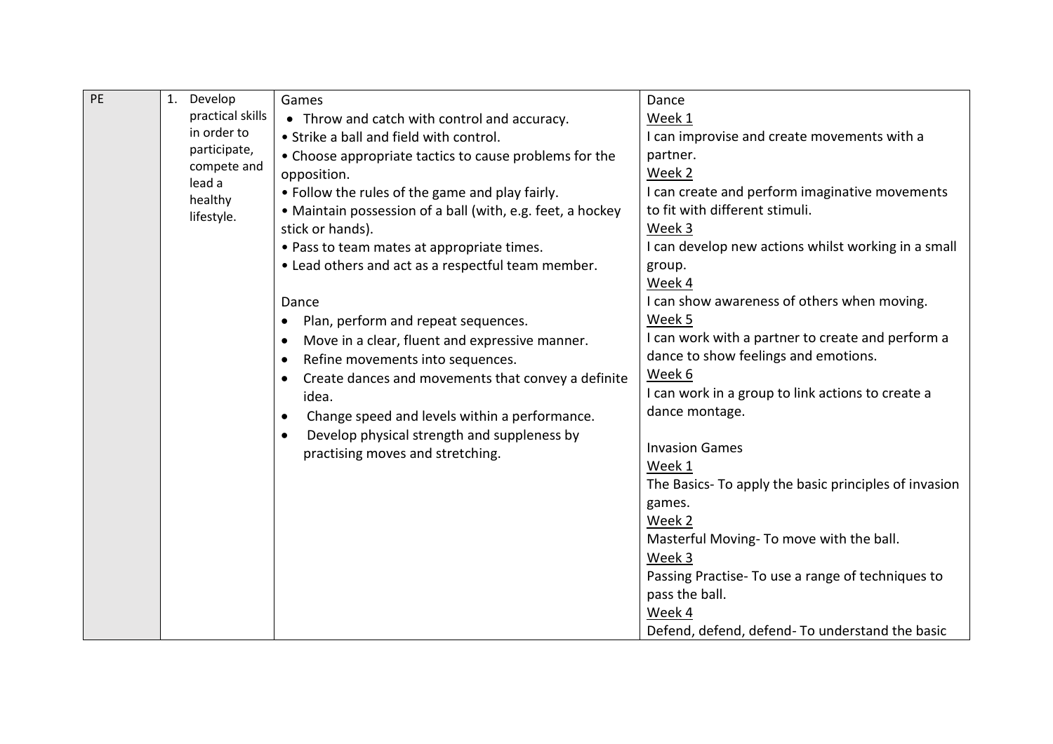| PE | 1. Develop practical skills in order to participate, compete and lead a healthy lifestyle. | Games<br>• Throw and catch with control and accuracy.<br>• Strike a ball and field with control.<br>• Choose appropriate tactics to cause problems for the opposition.<br>• Follow the rules of the game and play fairly.<br>• Maintain possession of a ball (with, e.g. feet, a hockey stick or hands).<br>• Pass to team mates at appropriate times.<br>• Lead others and act as a respectful team member.<br><br>Dance<br>• Plan, perform and repeat sequences.<br>• Move in a clear, fluent and expressive manner.<br>• Refine movements into sequences.<br>• Create dances and movements that convey a definite idea.<br>• Change speed and levels within a performance.<br>• Develop physical strength and suppleness by practising moves and stretching. | Dance<br>Week 1<br>I can improvise and create movements with a partner.<br>Week 2<br>I can create and perform imaginative movements to fit with different stimuli.<br>Week 3<br>I can develop new actions whilst working in a small group.<br>Week 4<br>I can show awareness of others when moving.<br>Week 5<br>I can work with a partner to create and perform a dance to show feelings and emotions.<br>Week 6<br>I can work in a group to link actions to create a dance montage.<br><br>Invasion Games<br>Week 1<br>The Basics- To apply the basic principles of invasion games.<br>Week 2<br>Masterful Moving- To move with the ball.<br>Week 3<br>Passing Practise- To use a range of techniques to pass the ball.<br>Week 4<br>Defend, defend, defend- To understand the basic |
|---|---|---|---|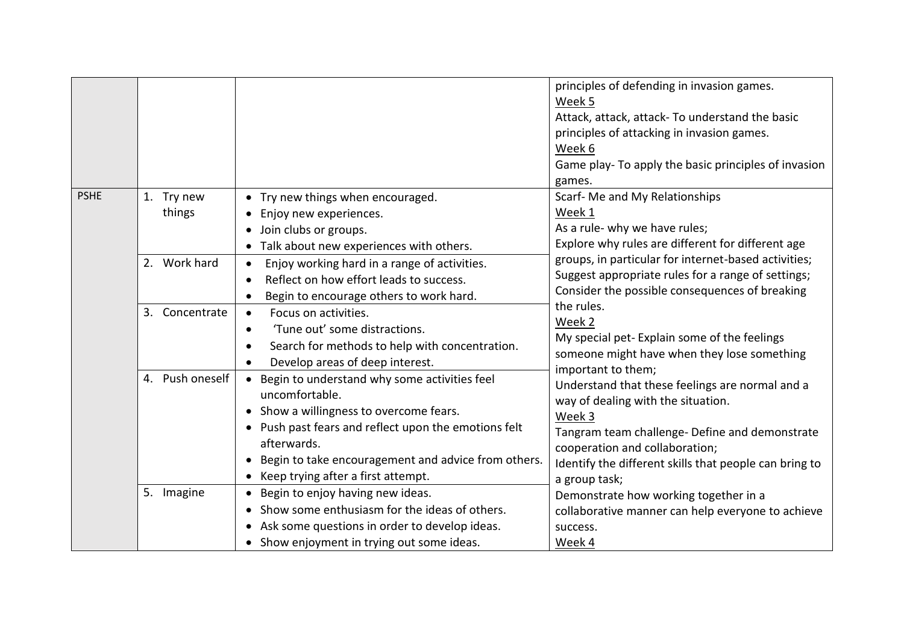| | | | |
|---|---|---|---|
| | | | principles of defending in invasion games.<br>Week 5<br>Attack, attack, attack- To understand the basic principles of attacking in invasion games.<br>Week 6<br>Game play- To apply the basic principles of invasion games. |
| PSHE | 1. Try new things | • Try new things when encouraged.<br>• Enjoy new experiences.<br>• Join clubs or groups.<br>• Talk about new experiences with others. | Scarf- Me and My Relationships<br>Week 1<br>As a rule- why we have rules;<br>Explore why rules are different for different age groups, in particular for internet-based activities;<br>Suggest appropriate rules for a range of settings;<br>Consider the possible consequences of breaking the rules.<br>Week 2<br>My special pet- Explain some of the feelings someone might have when they lose something important to them;<br>Understand that these feelings are normal and a way of dealing with the situation.<br>Week 3<br>Tangram team challenge- Define and demonstrate cooperation and collaboration;<br>Identify the different skills that people can bring to a group task;<br>Demonstrate how working together in a collaborative manner can help everyone to achieve success.<br>Week 4 |
| | 2. Work hard | • Enjoy working hard in a range of activities.<br>• Reflect on how effort leads to success.<br>• Begin to encourage others to work hard. | |
| | 3. Concentrate | • Focus on activities.<br>• 'Tune out' some distractions.<br>• Search for methods to help with concentration.<br>• Develop areas of deep interest. | |
| | 4. Push oneself | • Begin to understand why some activities feel uncomfortable.<br>• Show a willingness to overcome fears.<br>• Push past fears and reflect upon the emotions felt afterwards.<br>• Begin to take encouragement and advice from others.<br>• Keep trying after a first attempt. | |
| | 5. Imagine | • Begin to enjoy having new ideas.<br>• Show some enthusiasm for the ideas of others.<br>• Ask some questions in order to develop ideas.<br>• Show enjoyment in trying out some ideas. | |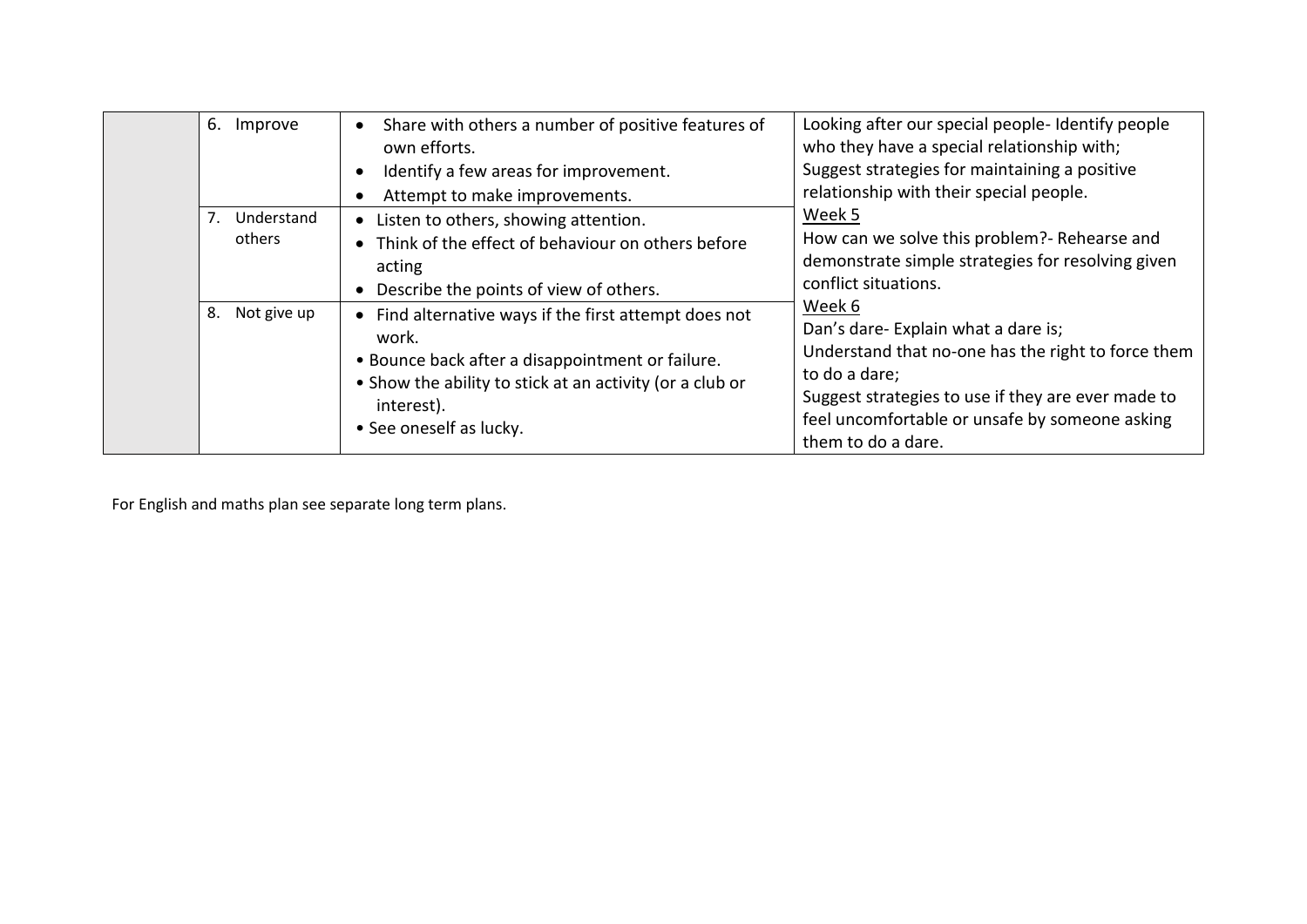| | | | |
|---|---|---|---|
| | 6. Improve | • Share with others a number of positive features of own efforts.<br>• Identify a few areas for improvement.<br>• Attempt to make improvements. | Looking after our special people- Identify people who they have a special relationship with;<br>Suggest strategies for maintaining a positive relationship with their special people.<br>Week 5<br>How can we solve this problem?- Rehearse and demonstrate simple strategies for resolving given conflict situations.<br>Week 6<br>Dan's dare- Explain what a dare is;<br>Understand that no-one has the right to force them to do a dare;<br>Suggest strategies to use if they are ever made to feel uncomfortable or unsafe by someone asking them to do a dare. |
| | 7. Understand others | • Listen to others, showing attention.<br>• Think of the effect of behaviour on others before acting<br>• Describe the points of view of others. | |
| | 8. Not give up | • Find alternative ways if the first attempt does not work.<br>• Bounce back after a disappointment or failure.<br>• Show the ability to stick at an activity (or a club or interest).<br>• See oneself as lucky. | |

For English and maths plan see separate long term plans.